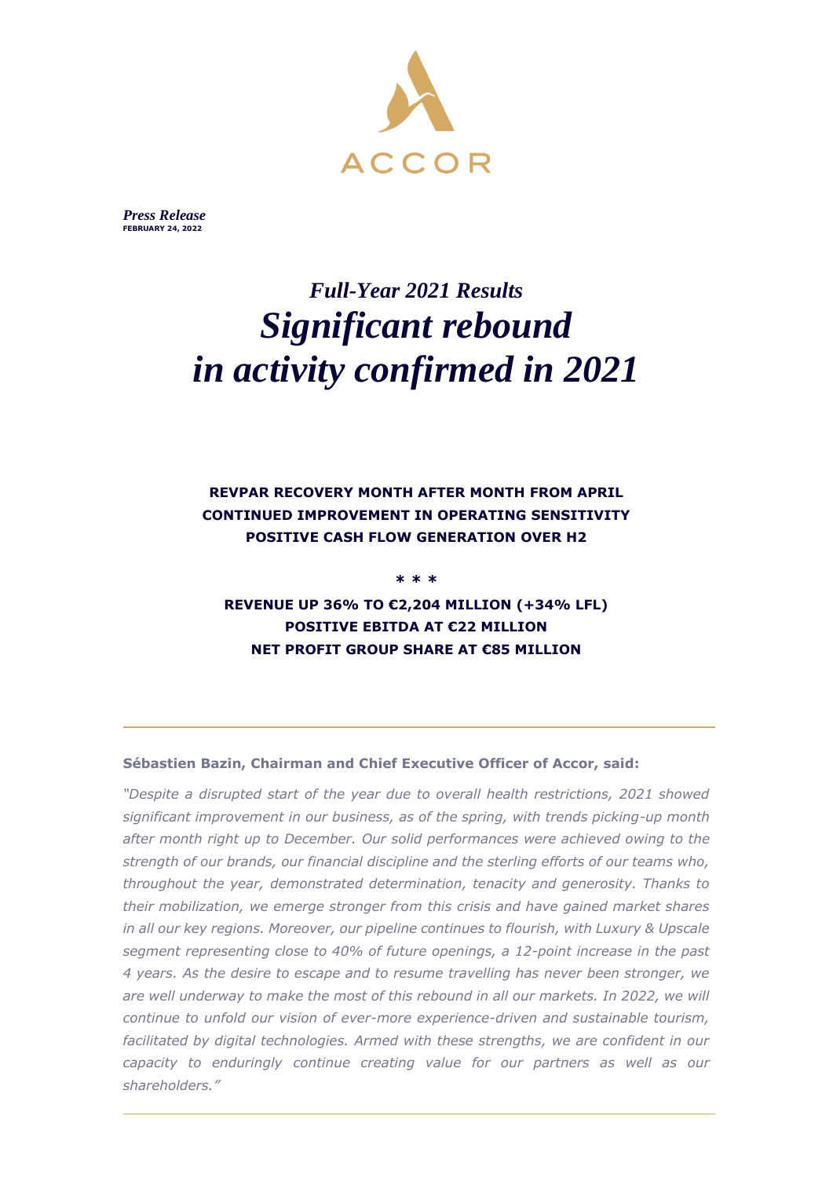ACCOR

*Press Release*
**FEBRUARY 24, 2022**

# *Full-Year 2021 Results*
# *Significant rebound in activity confirmed in 2021*

**REVPAR RECOVERY MONTH AFTER MONTH FROM APRIL**
**CONTINUED IMPROVEMENT IN OPERATING SENSITIVITY**
**POSITIVE CASH FLOW GENERATION OVER H2**

**\* \* \***

**REVENUE UP 36% TO €2,204 MILLION (+34% LFL)**
**POSITIVE EBITDA AT €22 MILLION**
**NET PROFIT GROUP SHARE AT €85 MILLION**

---

**Sébastien Bazin, Chairman and Chief Executive Officer of Accor, said:**

*"Despite a disrupted start of the year due to overall health restrictions, 2021 showed significant improvement in our business, as of the spring, with trends picking-up month after month right up to December. Our solid performances were achieved owing to the strength of our brands, our financial discipline and the sterling efforts of our teams who, throughout the year, demonstrated determination, tenacity and generosity. Thanks to their mobilization, we emerge stronger from this crisis and have gained market shares in all our key regions. Moreover, our pipeline continues to flourish, with Luxury & Upscale segment representing close to 40% of future openings, a 12-point increase in the past 4 years. As the desire to escape and to resume travelling has never been stronger, we are well underway to make the most of this rebound in all our markets. In 2022, we will continue to unfold our vision of ever-more experience-driven and sustainable tourism, facilitated by digital technologies. Armed with these strengths, we are confident in our capacity to enduringly continue creating value for our partners as well as our shareholders."*

---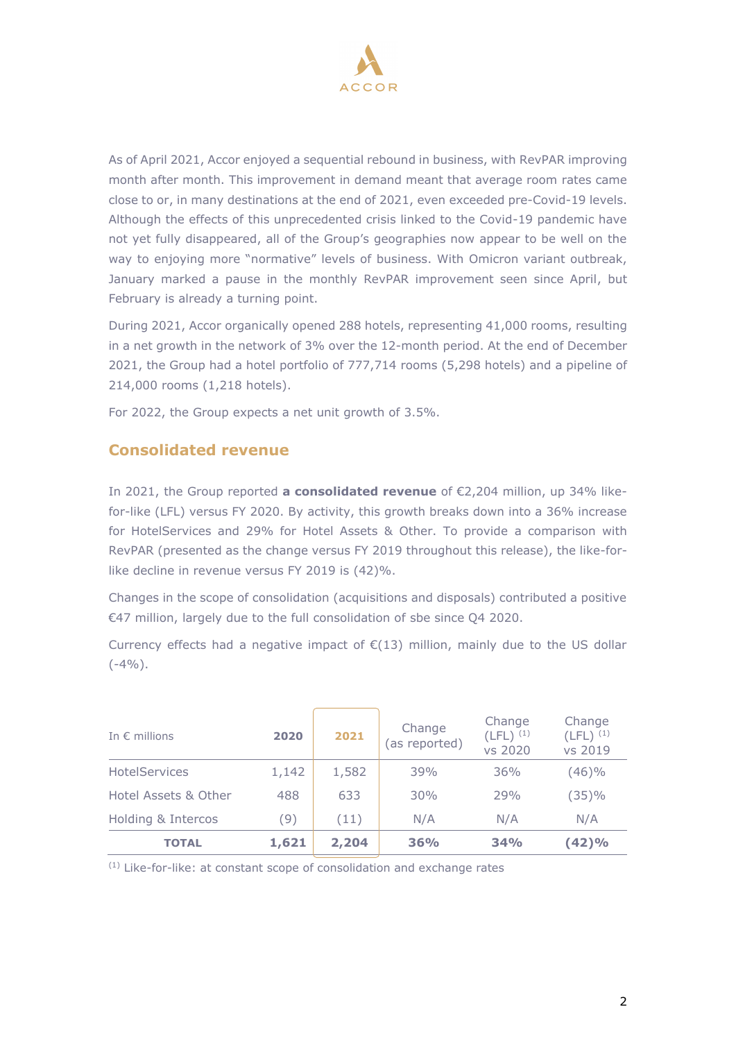As of April 2021, Accor enjoyed a sequential rebound in business, with RevPAR improving month after month. This improvement in demand meant that average room rates came close to or, in many destinations at the end of 2021, even exceeded pre-Covid-19 levels. Although the effects of this unprecedented crisis linked to the Covid-19 pandemic have not yet fully disappeared, all of the Group's geographies now appear to be well on the way to enjoying more "normative" levels of business. With Omicron variant outbreak, January marked a pause in the monthly RevPAR improvement seen since April, but February is already a turning point.

During 2021, Accor organically opened 288 hotels, representing 41,000 rooms, resulting in a net growth in the network of 3% over the 12-month period. At the end of December 2021, the Group had a hotel portfolio of 777,714 rooms (5,298 hotels) and a pipeline of 214,000 rooms (1,218 hotels).

For 2022, the Group expects a net unit growth of 3.5%.

## Consolidated revenue

In 2021, the Group reported **a consolidated revenue** of €2,204 million, up 34% like-for-like (LFL) versus FY 2020. By activity, this growth breaks down into a 36% increase for HotelServices and 29% for Hotel Assets & Other. To provide a comparison with RevPAR (presented as the change versus FY 2019 throughout this release), the like-for-like decline in revenue versus FY 2019 is (42)%.

Changes in the scope of consolidation (acquisitions and disposals) contributed a positive €47 million, largely due to the full consolidation of sbe since Q4 2020.

Currency effects had a negative impact of €(13) million, mainly due to the US dollar (-4%).

| In € millions | 2020 | 2021 | Change (as reported) | Change (LFL) [1] vs 2020 | Change (LFL) [1] vs 2019 |
|---|---|---|---|---|---|
| HotelServices | 1,142 | 1,582 | 39% | 36% | (46)% |
| Hotel Assets & Other | 488 | 633 | 30% | 29% | (35)% |
| Holding & Intercos | (9) | (11) | N/A | N/A | N/A |
| **TOTAL** | **1,621** | **2,204** | **36%** | **34%** | **(42)%** |

[1] Like-for-like: at constant scope of consolidation and exchange rates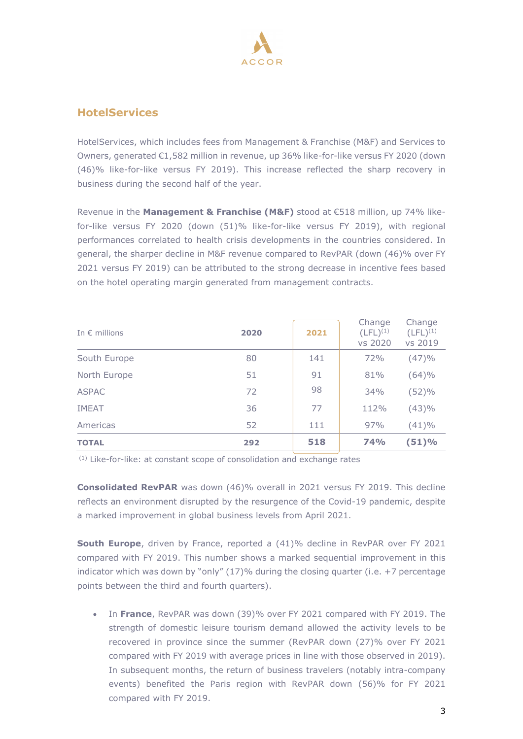## HotelServices

HotelServices, which includes fees from Management & Franchise (M&F) and Services to Owners, generated €1,582 million in revenue, up 36% like-for-like versus FY 2020 (down (46)% like-for-like versus FY 2019). This increase reflected the sharp recovery in business during the second half of the year.

Revenue in the **Management & Franchise (M&F)** stood at €518 million, up 74% like-for-like versus FY 2020 (down (51)% like-for-like versus FY 2019), with regional performances correlated to health crisis developments in the countries considered. In general, the sharper decline in M&F revenue compared to RevPAR (down (46)% over FY 2021 versus FY 2019) can be attributed to the strong decrease in incentive fees based on the hotel operating margin generated from management contracts.

| In € millions | 2020 | 2021 | Change (LFL)[1] vs 2020 | Change (LFL)[1] vs 2019 |
|---|---|---|---|---|
| South Europe | 80 | 141 | 72% | (47)% |
| North Europe | 51 | 91 | 81% | (64)% |
| ASPAC | 72 | 98 | 34% | (52)% |
| IMEAT | 36 | 77 | 112% | (43)% |
| Americas | 52 | 111 | 97% | (41)% |
| **TOTAL** | **292** | **518** | **74%** | **(51)%** |

[1] Like-for-like: at constant scope of consolidation and exchange rates

**Consolidated RevPAR** was down (46)% overall in 2021 versus FY 2019. This decline reflects an environment disrupted by the resurgence of the Covid-19 pandemic, despite a marked improvement in global business levels from April 2021.

**South Europe**, driven by France, reported a (41)% decline in RevPAR over FY 2021 compared with FY 2019. This number shows a marked sequential improvement in this indicator which was down by "only" (17)% during the closing quarter (i.e. +7 percentage points between the third and fourth quarters).

- In **France**, RevPAR was down (39)% over FY 2021 compared with FY 2019. The strength of domestic leisure tourism demand allowed the activity levels to be recovered in province since the summer (RevPAR down (27)% over FY 2021 compared with FY 2019 with average prices in line with those observed in 2019). In subsequent months, the return of business travelers (notably intra-company events) benefited the Paris region with RevPAR down (56)% for FY 2021 compared with FY 2019.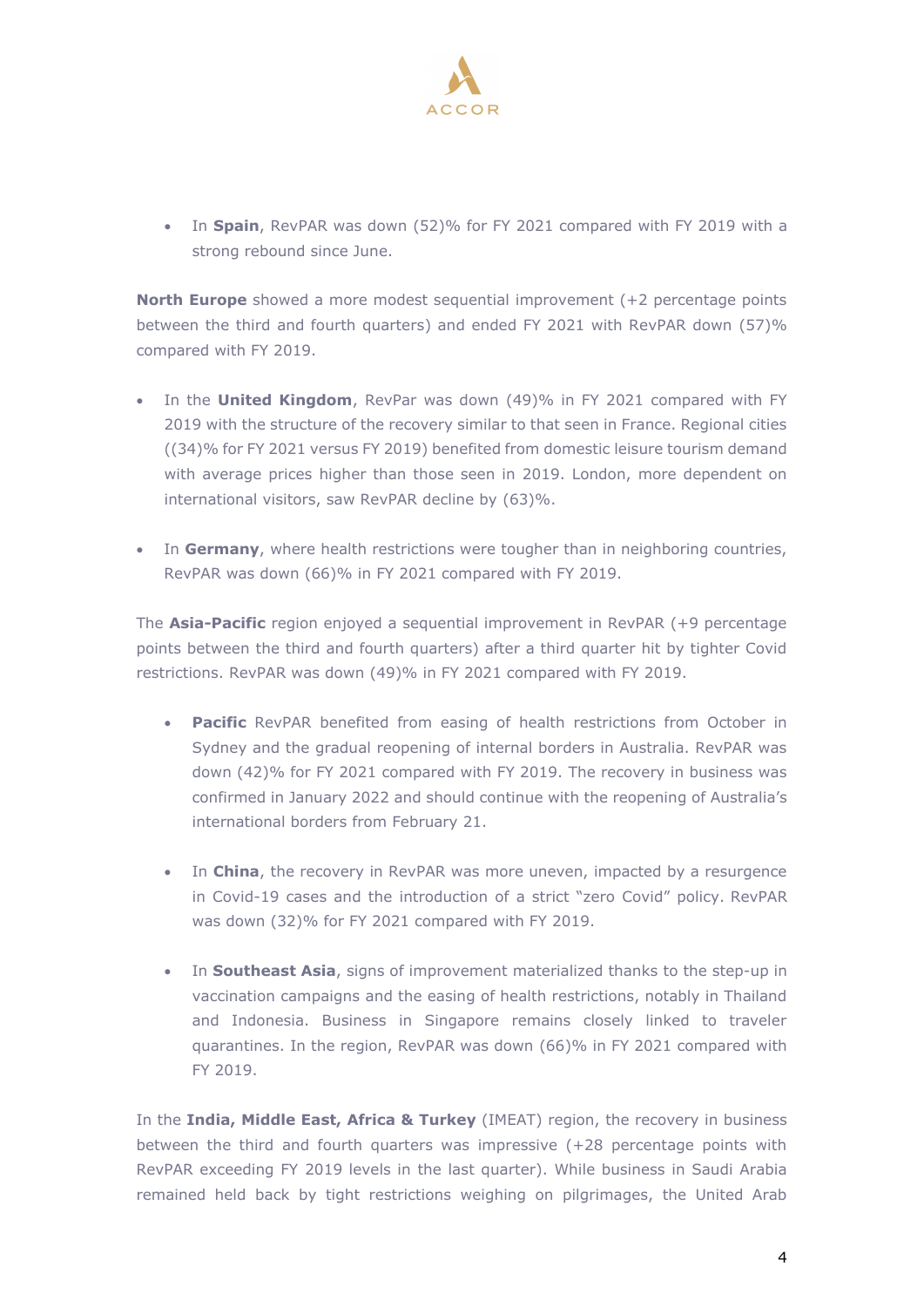- In **Spain**, RevPAR was down (52)% for FY 2021 compared with FY 2019 with a strong rebound since June.

**North Europe** showed a more modest sequential improvement (+2 percentage points between the third and fourth quarters) and ended FY 2021 with RevPAR down (57)% compared with FY 2019.

- In the **United Kingdom**, RevPar was down (49)% in FY 2021 compared with FY 2019 with the structure of the recovery similar to that seen in France. Regional cities ((34)% for FY 2021 versus FY 2019) benefited from domestic leisure tourism demand with average prices higher than those seen in 2019. London, more dependent on international visitors, saw RevPAR decline by (63)%.

- In **Germany**, where health restrictions were tougher than in neighboring countries, RevPAR was down (66)% in FY 2021 compared with FY 2019.

The **Asia-Pacific** region enjoyed a sequential improvement in RevPAR (+9 percentage points between the third and fourth quarters) after a third quarter hit by tighter Covid restrictions. RevPAR was down (49)% in FY 2021 compared with FY 2019.

- **Pacific** RevPAR benefited from easing of health restrictions from October in Sydney and the gradual reopening of internal borders in Australia. RevPAR was down (42)% for FY 2021 compared with FY 2019. The recovery in business was confirmed in January 2022 and should continue with the reopening of Australia's international borders from February 21.

- In **China**, the recovery in RevPAR was more uneven, impacted by a resurgence in Covid-19 cases and the introduction of a strict "zero Covid" policy. RevPAR was down (32)% for FY 2021 compared with FY 2019.

- In **Southeast Asia**, signs of improvement materialized thanks to the step-up in vaccination campaigns and the easing of health restrictions, notably in Thailand and Indonesia. Business in Singapore remains closely linked to traveler quarantines. In the region, RevPAR was down (66)% in FY 2021 compared with FY 2019.

In the **India, Middle East, Africa & Turkey** (IMEAT) region, the recovery in business between the third and fourth quarters was impressive (+28 percentage points with RevPAR exceeding FY 2019 levels in the last quarter). While business in Saudi Arabia remained held back by tight restrictions weighing on pilgrimages, the United Arab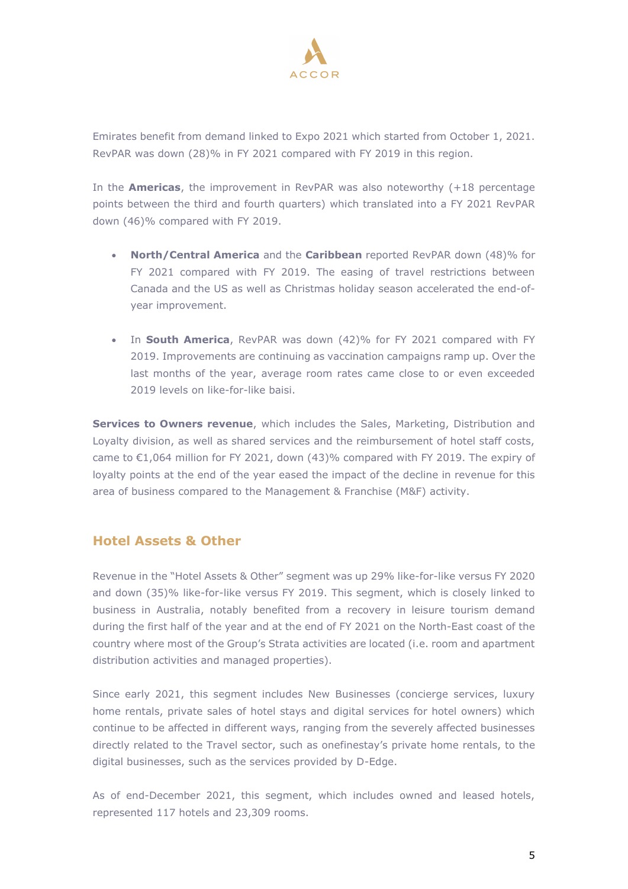Emirates benefit from demand linked to Expo 2021 which started from October 1, 2021. RevPAR was down (28)% in FY 2021 compared with FY 2019 in this region.

In the **Americas**, the improvement in RevPAR was also noteworthy (+18 percentage points between the third and fourth quarters) which translated into a FY 2021 RevPAR down (46)% compared with FY 2019.

- **North/Central America** and the **Caribbean** reported RevPAR down (48)% for FY 2021 compared with FY 2019. The easing of travel restrictions between Canada and the US as well as Christmas holiday season accelerated the end-of-year improvement.

- In **South America**, RevPAR was down (42)% for FY 2021 compared with FY 2019. Improvements are continuing as vaccination campaigns ramp up. Over the last months of the year, average room rates came close to or even exceeded 2019 levels on like-for-like baisi.

**Services to Owners revenue**, which includes the Sales, Marketing, Distribution and Loyalty division, as well as shared services and the reimbursement of hotel staff costs, came to €1,064 million for FY 2021, down (43)% compared with FY 2019. The expiry of loyalty points at the end of the year eased the impact of the decline in revenue for this area of business compared to the Management & Franchise (M&F) activity.

## Hotel Assets & Other

Revenue in the "Hotel Assets & Other" segment was up 29% like-for-like versus FY 2020 and down (35)% like-for-like versus FY 2019. This segment, which is closely linked to business in Australia, notably benefited from a recovery in leisure tourism demand during the first half of the year and at the end of FY 2021 on the North-East coast of the country where most of the Group's Strata activities are located (i.e. room and apartment distribution activities and managed properties).

Since early 2021, this segment includes New Businesses (concierge services, luxury home rentals, private sales of hotel stays and digital services for hotel owners) which continue to be affected in different ways, ranging from the severely affected businesses directly related to the Travel sector, such as onefinestay's private home rentals, to the digital businesses, such as the services provided by D-Edge.

As of end-December 2021, this segment, which includes owned and leased hotels, represented 117 hotels and 23,309 rooms.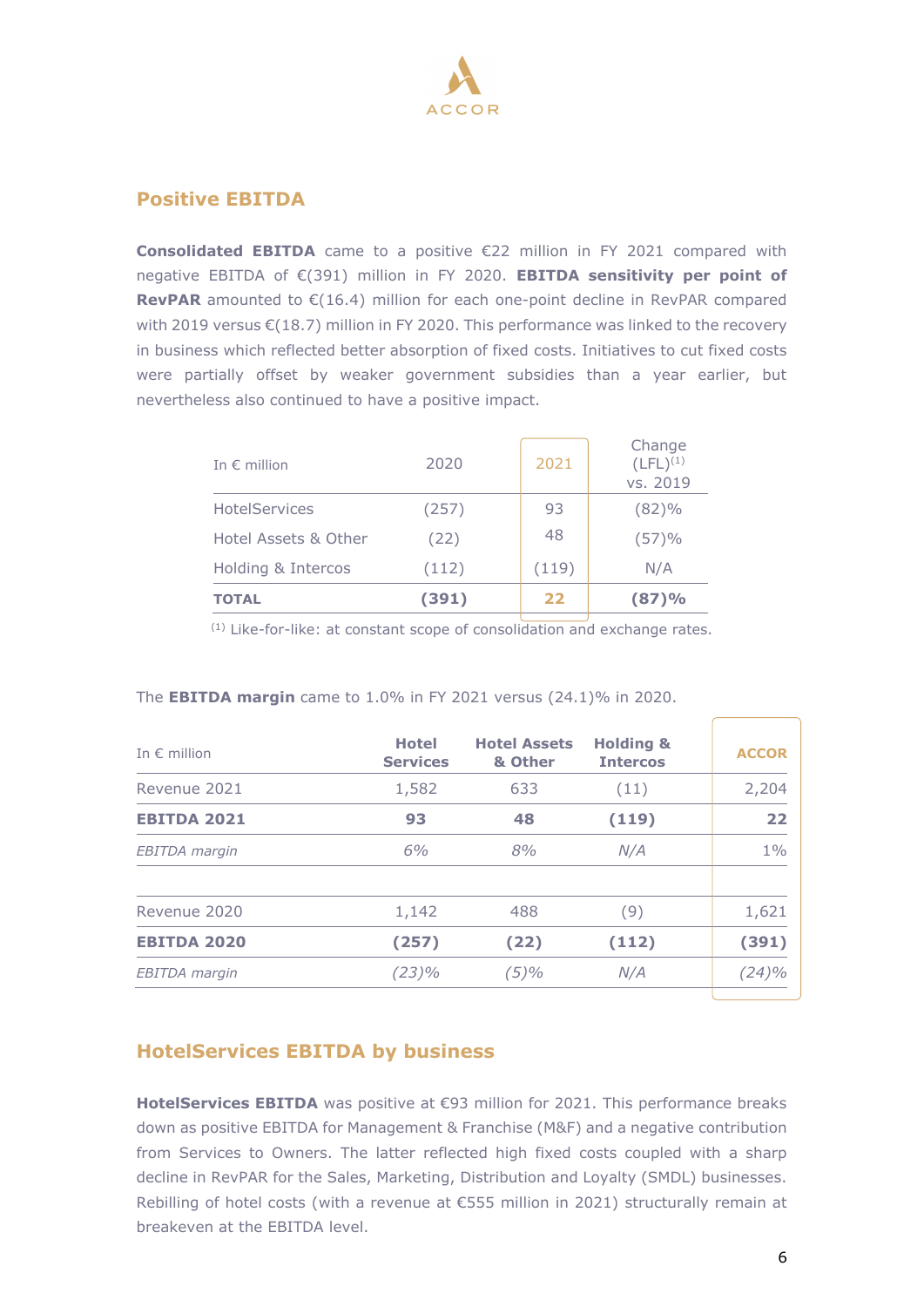## Positive EBITDA

**Consolidated EBITDA** came to a positive €22 million in FY 2021 compared with negative EBITDA of €(391) million in FY 2020. **EBITDA sensitivity per point of RevPAR** amounted to €(16.4) million for each one-point decline in RevPAR compared with 2019 versus €(18.7) million in FY 2020. This performance was linked to the recovery in business which reflected better absorption of fixed costs. Initiatives to cut fixed costs were partially offset by weaker government subsidies than a year earlier, but nevertheless also continued to have a positive impact.

| In € million | 2020 | 2021 | Change (LFL)[1] vs. 2019 |
|---|---|---|---|
| HotelServices | (257) | 93 | (82)% |
| Hotel Assets & Other | (22) | 48 | (57)% |
| Holding & Intercos | (112) | (119) | N/A |
| **TOTAL** | **(391)** | **22** | **(87)%** |

[1] Like-for-like: at constant scope of consolidation and exchange rates.

The **EBITDA margin** came to 1.0% in FY 2021 versus (24.1)% in 2020.

| In € million | Hotel Services | Hotel Assets & Other | Holding & Intercos | ACCOR |
|---|---|---|---|---|
| Revenue 2021 | 1,582 | 633 | (11) | 2,204 |
| **EBITDA 2021** | **93** | **48** | **(119)** | **22** |
| *EBITDA margin* | *6%* | *8%* | *N/A* | 1% |
| | | | | |
| Revenue 2020 | 1,142 | 488 | (9) | 1,621 |
| **EBITDA 2020** | **(257)** | **(22)** | **(112)** | **(391)** |
| *EBITDA margin* | *(23)%* | *(5)%* | *N/A* | *(24)%* |

## HotelServices EBITDA by business

**HotelServices EBITDA** was positive at €93 million for 2021. This performance breaks down as positive EBITDA for Management & Franchise (M&F) and a negative contribution from Services to Owners. The latter reflected high fixed costs coupled with a sharp decline in RevPAR for the Sales, Marketing, Distribution and Loyalty (SMDL) businesses. Rebilling of hotel costs (with a revenue at €555 million in 2021) structurally remain at breakeven at the EBITDA level.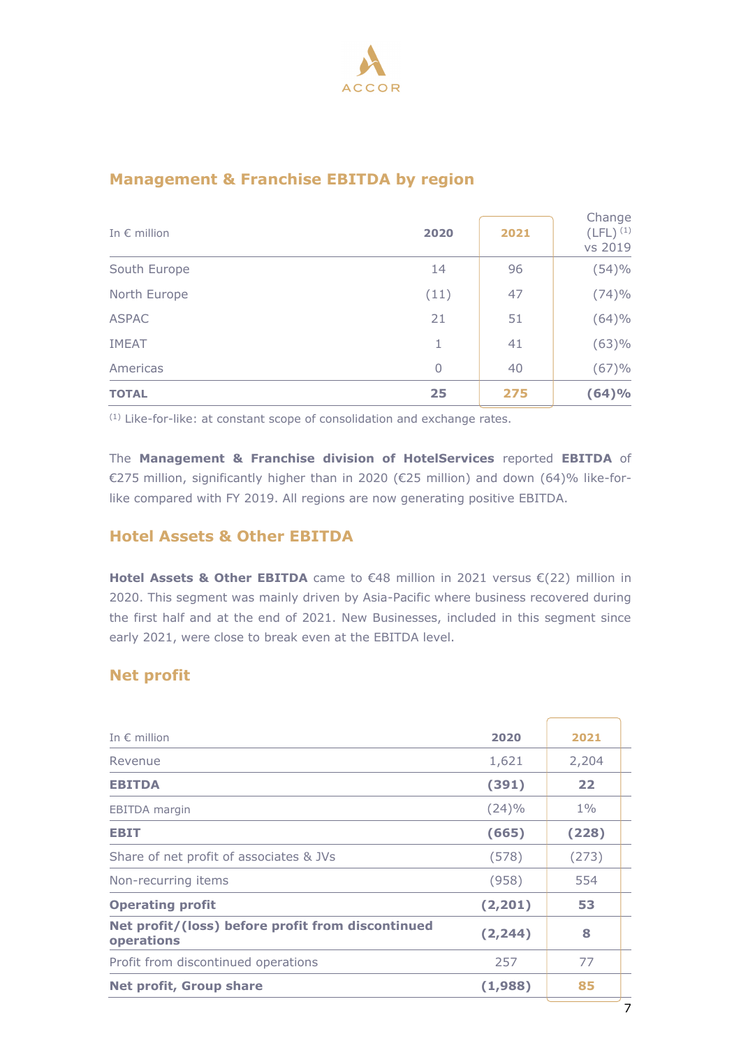## Management & Franchise EBITDA by region

| In € million | 2020 | 2021 | Change (LFL) [1] vs 2019 |
|---|---|---|---|
| South Europe | 14 | 96 | (54)% |
| North Europe | (11) | 47 | (74)% |
| ASPAC | 21 | 51 | (64)% |
| IMEAT | 1 | 41 | (63)% |
| Americas | 0 | 40 | (67)% |
| **TOTAL** | **25** | **275** | **(64)%** |

[1] Like-for-like: at constant scope of consolidation and exchange rates.

The **Management & Franchise division of HotelServices** reported **EBITDA** of €275 million, significantly higher than in 2020 (€25 million) and down (64)% like-for-like compared with FY 2019. All regions are now generating positive EBITDA.

## Hotel Assets & Other EBITDA

**Hotel Assets & Other EBITDA** came to €48 million in 2021 versus €(22) million in 2020. This segment was mainly driven by Asia-Pacific where business recovered during the first half and at the end of 2021. New Businesses, included in this segment since early 2021, were close to break even at the EBITDA level.

## Net profit

| In € million | 2020 | 2021 |
|---|---|---|
| Revenue | 1,621 | 2,204 |
| **EBITDA** | **(391)** | **22** |
| EBITDA margin | (24)% | 1% |
| **EBIT** | **(665)** | **(228)** |
| Share of net profit of associates & JVs | (578) | (273) |
| Non-recurring items | (958) | 554 |
| **Operating profit** | **(2,201)** | **53** |
| **Net profit/(loss) before profit from discontinued operations** | **(2,244)** | **8** |
| Profit from discontinued operations | 257 | 77 |
| **Net profit, Group share** | **(1,988)** | **85** |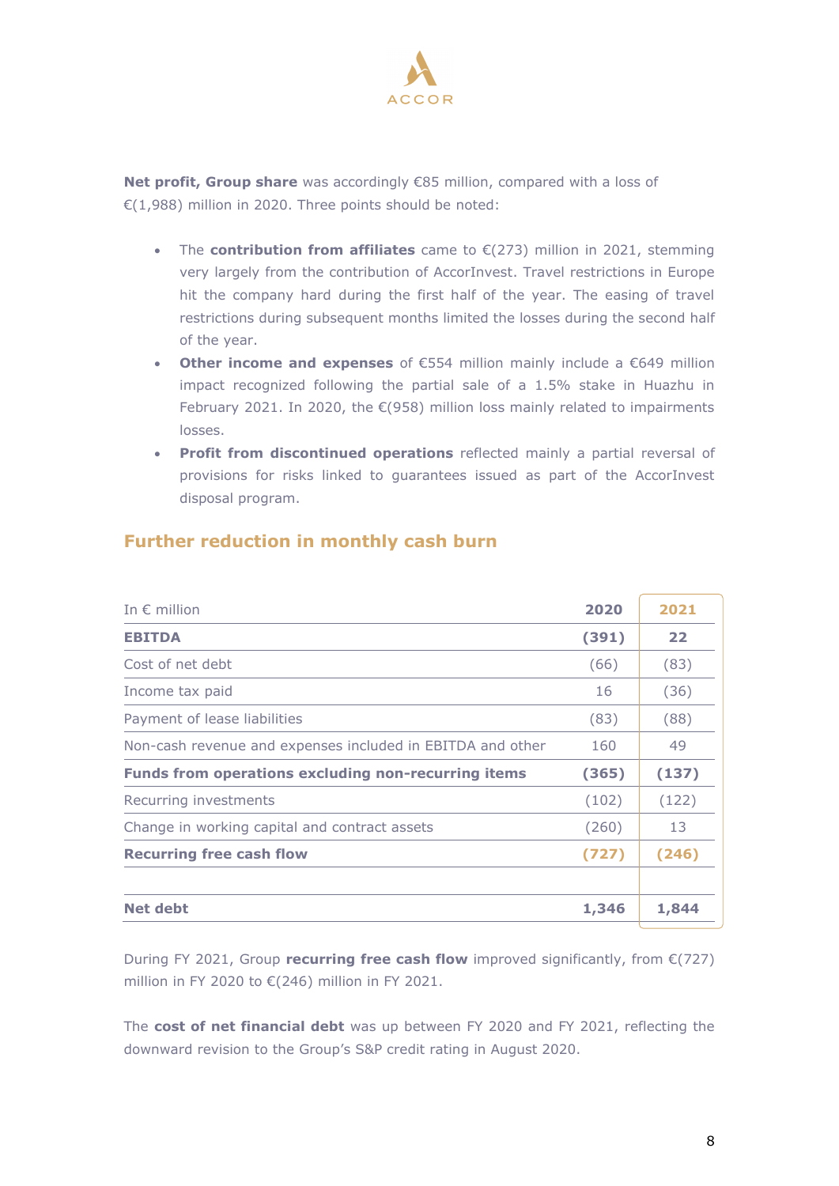**Net profit, Group share** was accordingly €85 million, compared with a loss of €(1,988) million in 2020. Three points should be noted:

- The **contribution from affiliates** came to €(273) million in 2021, stemming very largely from the contribution of AccorInvest. Travel restrictions in Europe hit the company hard during the first half of the year. The easing of travel restrictions during subsequent months limited the losses during the second half of the year.
- **Other income and expenses** of €554 million mainly include a €649 million impact recognized following the partial sale of a 1.5% stake in Huazhu in February 2021. In 2020, the €(958) million loss mainly related to impairments losses.
- **Profit from discontinued operations** reflected mainly a partial reversal of provisions for risks linked to guarantees issued as part of the AccorInvest disposal program.

## Further reduction in monthly cash burn

| In € million | 2020 | 2021 |
|---|---|---|
| **EBITDA** | **(391)** | **22** |
| Cost of net debt | (66) | (83) |
| Income tax paid | 16 | (36) |
| Payment of lease liabilities | (83) | (88) |
| Non-cash revenue and expenses included in EBITDA and other | 160 | 49 |
| **Funds from operations excluding non-recurring items** | **(365)** | **(137)** |
| Recurring investments | (102) | (122) |
| Change in working capital and contract assets | (260) | 13 |
| **Recurring free cash flow** | **(727)** | **(246)** |
| | | |
| **Net debt** | **1,346** | **1,844** |

During FY 2021, Group **recurring free cash flow** improved significantly, from €(727) million in FY 2020 to €(246) million in FY 2021.

The **cost of net financial debt** was up between FY 2020 and FY 2021, reflecting the downward revision to the Group's S&P credit rating in August 2020.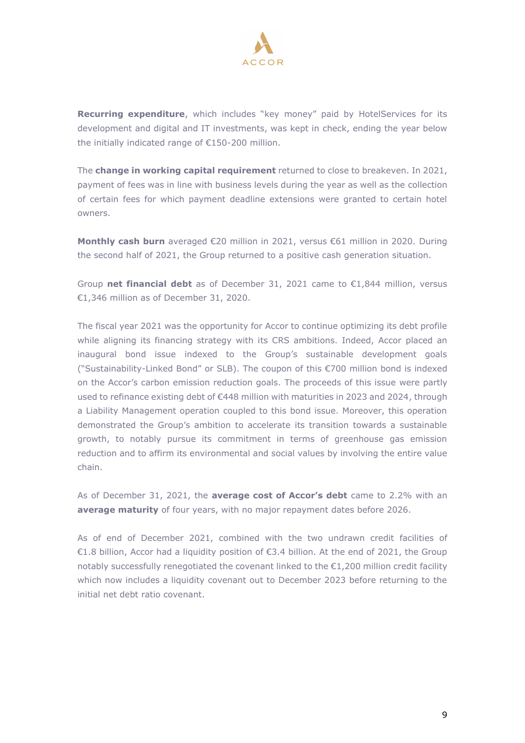**Recurring expenditure**, which includes "key money" paid by HotelServices for its development and digital and IT investments, was kept in check, ending the year below the initially indicated range of €150-200 million.

The **change in working capital requirement** returned to close to breakeven. In 2021, payment of fees was in line with business levels during the year as well as the collection of certain fees for which payment deadline extensions were granted to certain hotel owners.

**Monthly cash burn** averaged €20 million in 2021, versus €61 million in 2020. During the second half of 2021, the Group returned to a positive cash generation situation.

Group **net financial debt** as of December 31, 2021 came to €1,844 million, versus €1,346 million as of December 31, 2020.

The fiscal year 2021 was the opportunity for Accor to continue optimizing its debt profile while aligning its financing strategy with its CRS ambitions. Indeed, Accor placed an inaugural bond issue indexed to the Group's sustainable development goals ("Sustainability-Linked Bond" or SLB). The coupon of this €700 million bond is indexed on the Accor's carbon emission reduction goals. The proceeds of this issue were partly used to refinance existing debt of €448 million with maturities in 2023 and 2024, through a Liability Management operation coupled to this bond issue. Moreover, this operation demonstrated the Group's ambition to accelerate its transition towards a sustainable growth, to notably pursue its commitment in terms of greenhouse gas emission reduction and to affirm its environmental and social values by involving the entire value chain.

As of December 31, 2021, the **average cost of Accor's debt** came to 2.2% with an **average maturity** of four years, with no major repayment dates before 2026.

As of end of December 2021, combined with the two undrawn credit facilities of €1.8 billion, Accor had a liquidity position of €3.4 billion. At the end of 2021, the Group notably successfully renegotiated the covenant linked to the €1,200 million credit facility which now includes a liquidity covenant out to December 2023 before returning to the initial net debt ratio covenant.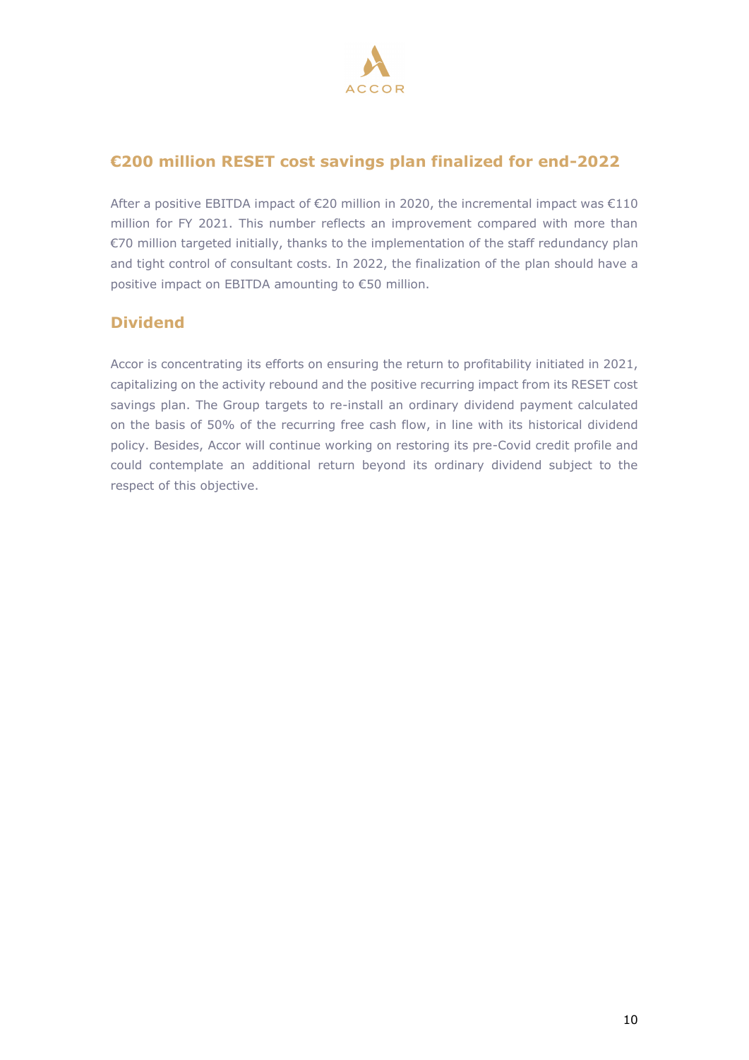## €200 million RESET cost savings plan finalized for end-2022

After a positive EBITDA impact of €20 million in 2020, the incremental impact was €110 million for FY 2021. This number reflects an improvement compared with more than €70 million targeted initially, thanks to the implementation of the staff redundancy plan and tight control of consultant costs. In 2022, the finalization of the plan should have a positive impact on EBITDA amounting to €50 million.

## Dividend

Accor is concentrating its efforts on ensuring the return to profitability initiated in 2021, capitalizing on the activity rebound and the positive recurring impact from its RESET cost savings plan. The Group targets to re-install an ordinary dividend payment calculated on the basis of 50% of the recurring free cash flow, in line with its historical dividend policy. Besides, Accor will continue working on restoring its pre-Covid credit profile and could contemplate an additional return beyond its ordinary dividend subject to the respect of this objective.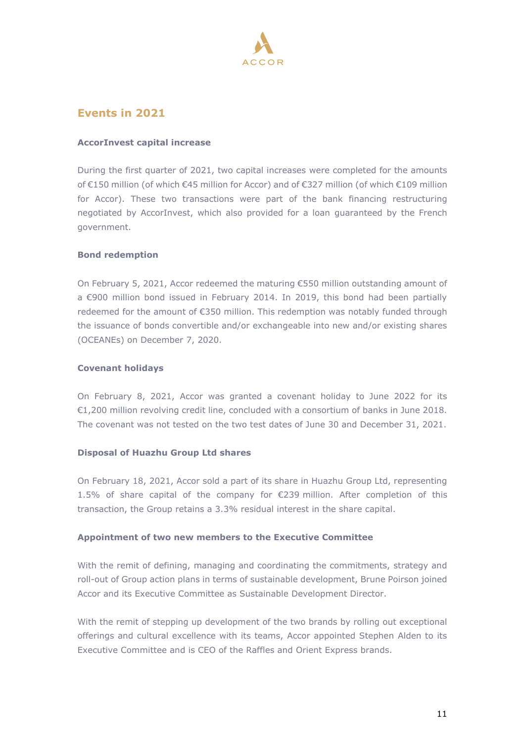## Events in 2021

### AccorInvest capital increase

During the first quarter of 2021, two capital increases were completed for the amounts of €150 million (of which €45 million for Accor) and of €327 million (of which €109 million for Accor). These two transactions were part of the bank financing restructuring negotiated by AccorInvest, which also provided for a loan guaranteed by the French government.

### Bond redemption

On February 5, 2021, Accor redeemed the maturing €550 million outstanding amount of a €900 million bond issued in February 2014. In 2019, this bond had been partially redeemed for the amount of €350 million. This redemption was notably funded through the issuance of bonds convertible and/or exchangeable into new and/or existing shares (OCEANEs) on December 7, 2020.

### Covenant holidays

On February 8, 2021, Accor was granted a covenant holiday to June 2022 for its €1,200 million revolving credit line, concluded with a consortium of banks in June 2018. The covenant was not tested on the two test dates of June 30 and December 31, 2021.

### Disposal of Huazhu Group Ltd shares

On February 18, 2021, Accor sold a part of its share in Huazhu Group Ltd, representing 1.5% of share capital of the company for €239 million. After completion of this transaction, the Group retains a 3.3% residual interest in the share capital.

### Appointment of two new members to the Executive Committee

With the remit of defining, managing and coordinating the commitments, strategy and roll-out of Group action plans in terms of sustainable development, Brune Poirson joined Accor and its Executive Committee as Sustainable Development Director.

With the remit of stepping up development of the two brands by rolling out exceptional offerings and cultural excellence with its teams, Accor appointed Stephen Alden to its Executive Committee and is CEO of the Raffles and Orient Express brands.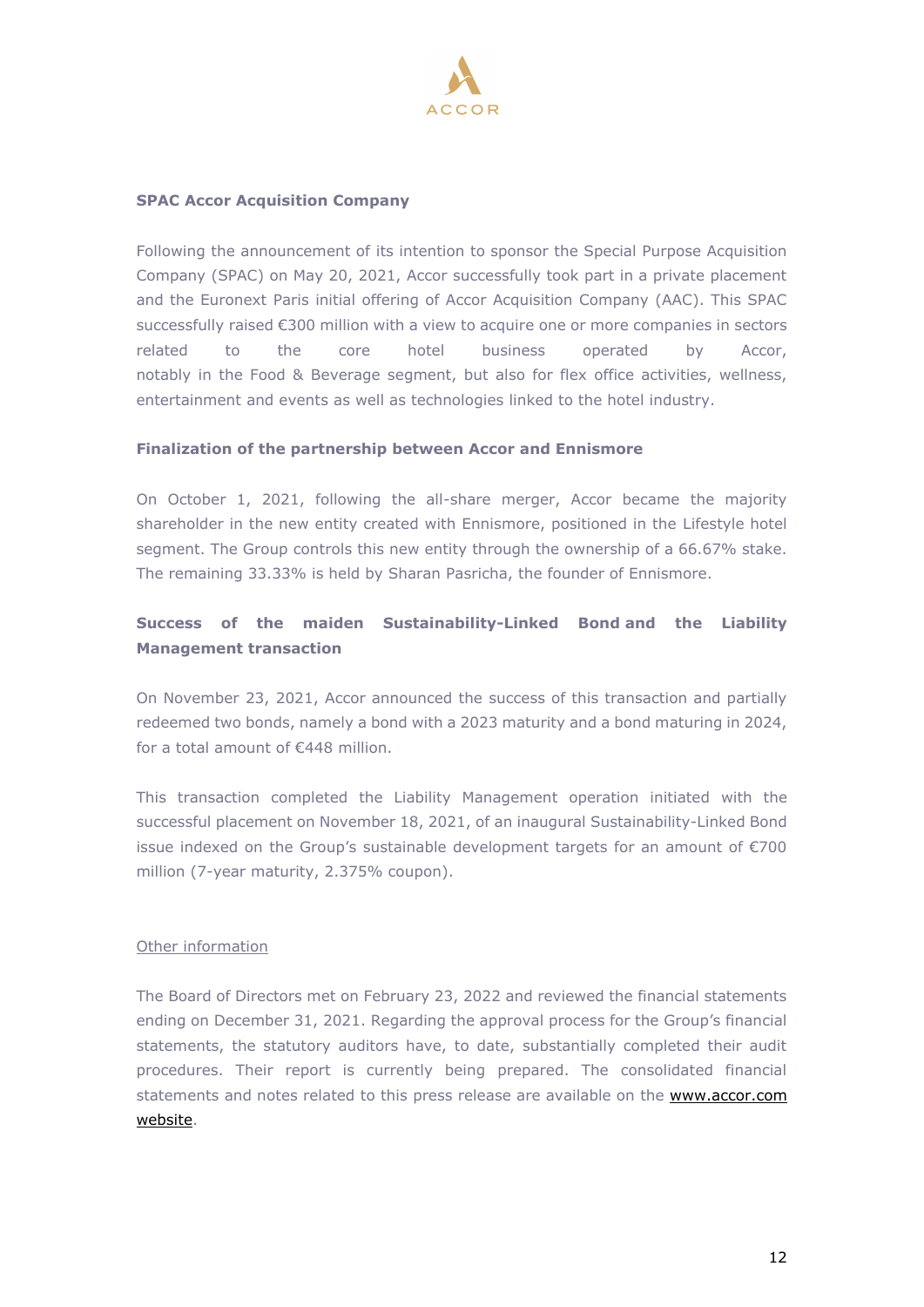**SPAC Accor Acquisition Company**

Following the announcement of its intention to sponsor the Special Purpose Acquisition Company (SPAC) on May 20, 2021, Accor successfully took part in a private placement and the Euronext Paris initial offering of Accor Acquisition Company (AAC). This SPAC successfully raised €300 million with a view to acquire one or more companies in sectors related to the core hotel business operated by Accor, notably in the Food & Beverage segment, but also for flex office activities, wellness, entertainment and events as well as technologies linked to the hotel industry.

**Finalization of the partnership between Accor and Ennismore**

On October 1, 2021, following the all-share merger, Accor became the majority shareholder in the new entity created with Ennismore, positioned in the Lifestyle hotel segment. The Group controls this new entity through the ownership of a 66.67% stake. The remaining 33.33% is held by Sharan Pasricha, the founder of Ennismore.

**Success of the maiden Sustainability-Linked Bond and the Liability Management transaction**

On November 23, 2021, Accor announced the success of this transaction and partially redeemed two bonds, namely a bond with a 2023 maturity and a bond maturing in 2024, for a total amount of €448 million.

This transaction completed the Liability Management operation initiated with the successful placement on November 18, 2021, of an inaugural Sustainability-Linked Bond issue indexed on the Group's sustainable development targets for an amount of €700 million (7-year maturity, 2.375% coupon).

Other information

The Board of Directors met on February 23, 2022 and reviewed the financial statements ending on December 31, 2021. Regarding the approval process for the Group's financial statements, the statutory auditors have, to date, substantially completed their audit procedures. Their report is currently being prepared. The consolidated financial statements and notes related to this press release are available on the www.accor.com website.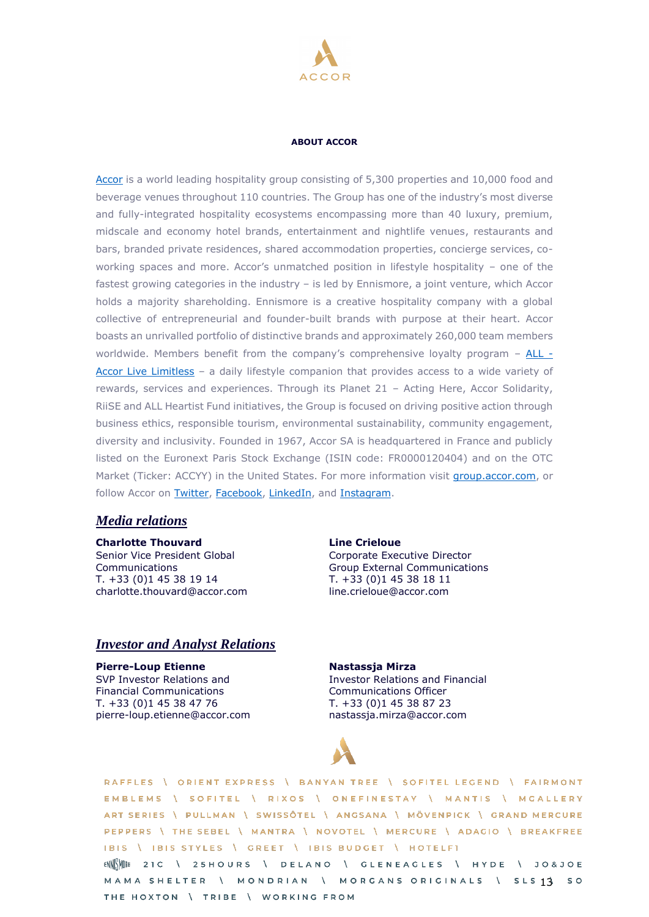ACCOR

**ABOUT ACCOR**

Accor is a world leading hospitality group consisting of 5,300 properties and 10,000 food and beverage venues throughout 110 countries. The Group has one of the industry's most diverse and fully-integrated hospitality ecosystems encompassing more than 40 luxury, premium, midscale and economy hotel brands, entertainment and nightlife venues, restaurants and bars, branded private residences, shared accommodation properties, concierge services, co-working spaces and more. Accor's unmatched position in lifestyle hospitality – one of the fastest growing categories in the industry – is led by Ennismore, a joint venture, which Accor holds a majority shareholding. Ennismore is a creative hospitality company with a global collective of entrepreneurial and founder-built brands with purpose at their heart. Accor boasts an unrivalled portfolio of distinctive brands and approximately 260,000 team members worldwide. Members benefit from the company's comprehensive loyalty program – ALL - Accor Live Limitless – a daily lifestyle companion that provides access to a wide variety of rewards, services and experiences. Through its Planet 21 – Acting Here, Accor Solidarity, RiiSE and ALL Heartist Fund initiatives, the Group is focused on driving positive action through business ethics, responsible tourism, environmental sustainability, community engagement, diversity and inclusivity. Founded in 1967, Accor SA is headquartered in France and publicly listed on the Euronext Paris Stock Exchange (ISIN code: FR0000120404) and on the OTC Market (Ticker: ACCYY) in the United States. For more information visit group.accor.com, or follow Accor on Twitter, Facebook, LinkedIn, and Instagram.

## *Media relations*

**Charlotte Thouvard**
Senior Vice President Global Communications
T. +33 (0)1 45 38 19 14
charlotte.thouvard@accor.com

**Line Crieloue**
Corporate Executive Director Group External Communications
T. +33 (0)1 45 38 18 11
line.crieloue@accor.com

## *Investor and Analyst Relations*

**Pierre-Loup Etienne**
SVP Investor Relations and Financial Communications
T. +33 (0)1 45 38 47 76
pierre-loup.etienne@accor.com

**Nastassja Mirza**
Investor Relations and Financial Communications Officer
T. +33 (0)1 45 38 87 23
nastassja.mirza@accor.com

RAFFLES \ ORIENT EXPRESS \ BANYAN TREE \ SOFITEL LEGEND \ FAIRMONT
EMBLEMS \ SOFITEL \ RIXOS \ ONEFINESTAY \ MANTIS \ MGALLERY
ART SERIES \ PULLMAN \ SWISSÔTEL \ ANGSANA \ MÖVENPICK \ GRAND MERCURE
PEPPERS \ THE SEBEL \ MANTRA \ NOVOTEL \ MERCURE \ ADAGIO \ BREAKFREE
IBIS \ IBIS STYLES \ GREET \ IBIS BUDGET \ HOTELF1
ENNISMORE 21C \ 25HOURS \ DELANO \ GLENEAGLES \ HYDE \ JO&JOE
MAMA SHELTER \ MONDRIAN \ MORGANS ORIGINALS \ SLS \ SO
THE HOXTON \ TRIBE \ WORKING FROM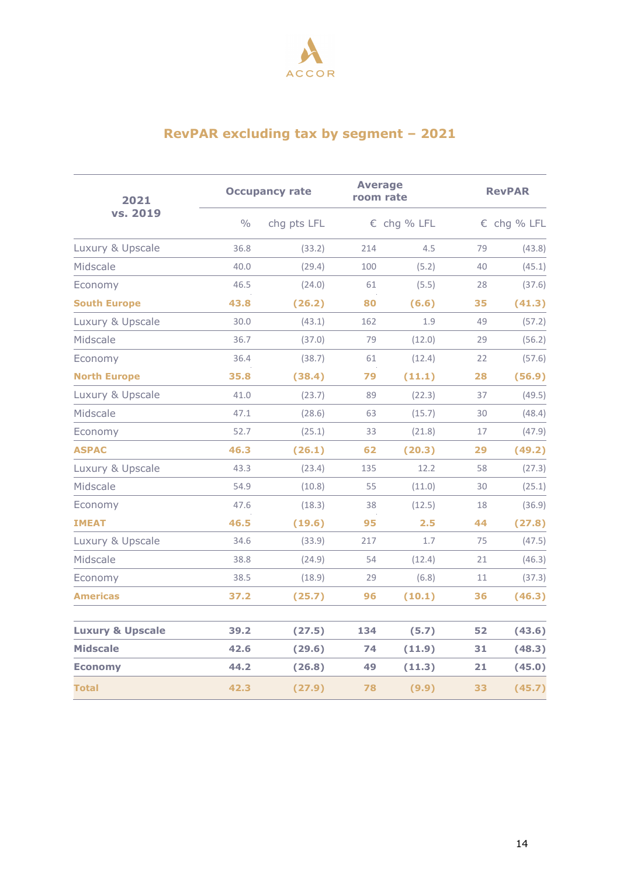ACCOR

## RevPAR excluding tax by segment – 2021

| 2021 vs. 2019 | Occupancy rate | | Average room rate | | RevPAR | |
|---|---|---|---|---|---|---|
| | % | chg pts LFL | € | chg % LFL | € | chg % LFL |
| Luxury & Upscale | 36.8 | (33.2) | 214 | 4.5 | 79 | (43.8) |
| Midscale | 40.0 | (29.4) | 100 | (5.2) | 40 | (45.1) |
| Economy | 46.5 | (24.0) | 61 | (5.5) | 28 | (37.6) |
| **South Europe** | **43.8** | **(26.2)** | **80** | **(6.6)** | **35** | **(41.3)** |
| Luxury & Upscale | 30.0 | (43.1) | 162 | 1.9 | 49 | (57.2) |
| Midscale | 36.7 | (37.0) | 79 | (12.0) | 29 | (56.2) |
| Economy | 36.4 | (38.7) | 61 | (12.4) | 22 | (57.6) |
| **North Europe** | **35.8** | **(38.4)** | **79** | **(11.1)** | **28** | **(56.9)** |
| Luxury & Upscale | 41.0 | (23.7) | 89 | (22.3) | 37 | (49.5) |
| Midscale | 47.1 | (28.6) | 63 | (15.7) | 30 | (48.4) |
| Economy | 52.7 | (25.1) | 33 | (21.8) | 17 | (47.9) |
| **ASPAC** | **46.3** | **(26.1)** | **62** | **(20.3)** | **29** | **(49.2)** |
| Luxury & Upscale | 43.3 | (23.4) | 135 | 12.2 | 58 | (27.3) |
| Midscale | 54.9 | (10.8) | 55 | (11.0) | 30 | (25.1) |
| Economy | 47.6 | (18.3) | 38 | (12.5) | 18 | (36.9) |
| **IMEAT** | **46.5** | **(19.6)** | **95** | **2.5** | **44** | **(27.8)** |
| Luxury & Upscale | 34.6 | (33.9) | 217 | 1.7 | 75 | (47.5) |
| Midscale | 38.8 | (24.9) | 54 | (12.4) | 21 | (46.3) |
| Economy | 38.5 | (18.9) | 29 | (6.8) | 11 | (37.3) |
| **Americas** | **37.2** | **(25.7)** | **96** | **(10.1)** | **36** | **(46.3)** |
| **Luxury & Upscale** | **39.2** | **(27.5)** | **134** | **(5.7)** | **52** | **(43.6)** |
| **Midscale** | **42.6** | **(29.6)** | **74** | **(11.9)** | **31** | **(48.3)** |
| **Economy** | **44.2** | **(26.8)** | **49** | **(11.3)** | **21** | **(45.0)** |
| **Total** | **42.3** | **(27.9)** | **78** | **(9.9)** | **33** | **(45.7)** |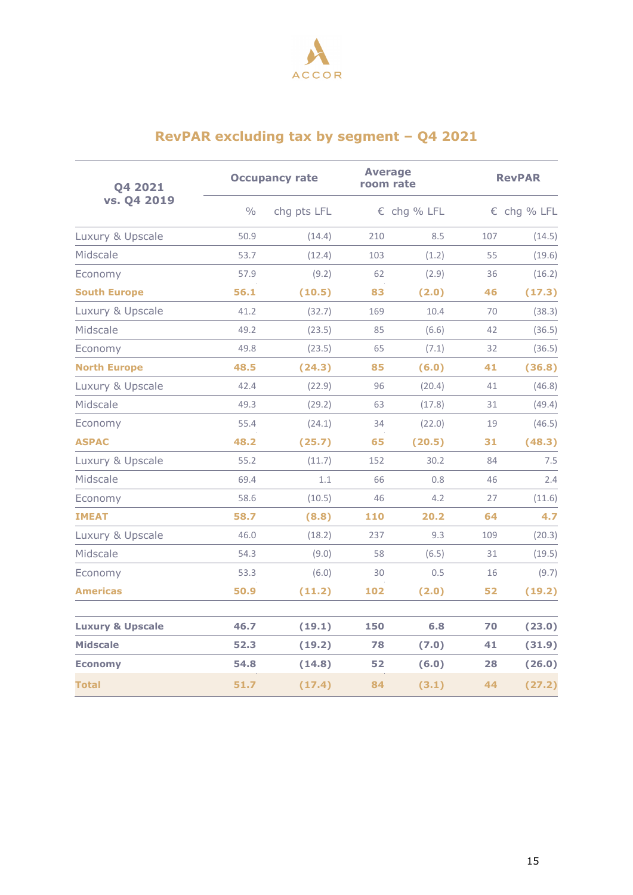# RevPAR excluding tax by segment – Q4 2021

| Q4 2021 vs. Q4 2019 | Occupancy rate | | Average room rate | | RevPAR | |
|---|---|---|---|---|---|---|
| | % | chg pts LFL | € | chg % LFL | € | chg % LFL |
| Luxury & Upscale | 50.9 | (14.4) | 210 | 8.5 | 107 | (14.5) |
| Midscale | 53.7 | (12.4) | 103 | (1.2) | 55 | (19.6) |
| Economy | 57.9 | (9.2) | 62 | (2.9) | 36 | (16.2) |
| **South Europe** | **56.1** | **(10.5)** | **83** | **(2.0)** | **46** | **(17.3)** |
| Luxury & Upscale | 41.2 | (32.7) | 169 | 10.4 | 70 | (38.3) |
| Midscale | 49.2 | (23.5) | 85 | (6.6) | 42 | (36.5) |
| Economy | 49.8 | (23.5) | 65 | (7.1) | 32 | (36.5) |
| **North Europe** | **48.5** | **(24.3)** | **85** | **(6.0)** | **41** | **(36.8)** |
| Luxury & Upscale | 42.4 | (22.9) | 96 | (20.4) | 41 | (46.8) |
| Midscale | 49.3 | (29.2) | 63 | (17.8) | 31 | (49.4) |
| Economy | 55.4 | (24.1) | 34 | (22.0) | 19 | (46.5) |
| **ASPAC** | **48.2** | **(25.7)** | **65** | **(20.5)** | **31** | **(48.3)** |
| Luxury & Upscale | 55.2 | (11.7) | 152 | 30.2 | 84 | 7.5 |
| Midscale | 69.4 | 1.1 | 66 | 0.8 | 46 | 2.4 |
| Economy | 58.6 | (10.5) | 46 | 4.2 | 27 | (11.6) |
| **IMEAT** | **58.7** | **(8.8)** | **110** | **20.2** | **64** | **4.7** |
| Luxury & Upscale | 46.0 | (18.2) | 237 | 9.3 | 109 | (20.3) |
| Midscale | 54.3 | (9.0) | 58 | (6.5) | 31 | (19.5) |
| Economy | 53.3 | (6.0) | 30 | 0.5 | 16 | (9.7) |
| **Americas** | **50.9** | **(11.2)** | **102** | **(2.0)** | **52** | **(19.2)** |
| **Luxury & Upscale** | **46.7** | **(19.1)** | **150** | **6.8** | **70** | **(23.0)** |
| **Midscale** | **52.3** | **(19.2)** | **78** | **(7.0)** | **41** | **(31.9)** |
| **Economy** | **54.8** | **(14.8)** | **52** | **(6.0)** | **28** | **(26.0)** |
| **Total** | **51.7** | **(17.4)** | **84** | **(3.1)** | **44** | **(27.2)** |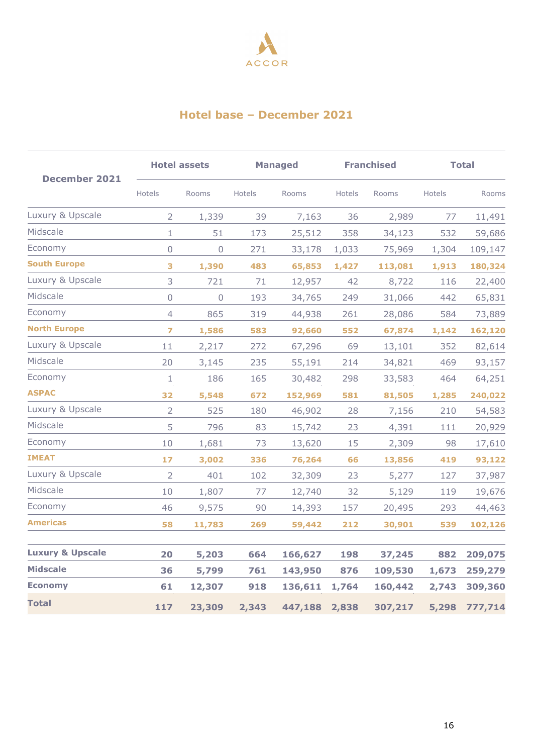ACCOR

# Hotel base – December 2021

| December 2021 | Hotel assets | | Managed | | Franchised | | Total | |
|---|---|---|---|---|---|---|---|---|
| | Hotels | Rooms | Hotels | Rooms | Hotels | Rooms | Hotels | Rooms |
| Luxury & Upscale | 2 | 1,339 | 39 | 7,163 | 36 | 2,989 | 77 | 11,491 |
| Midscale | 1 | 51 | 173 | 25,512 | 358 | 34,123 | 532 | 59,686 |
| Economy | 0 | 0 | 271 | 33,178 | 1,033 | 75,969 | 1,304 | 109,147 |
| **South Europe** | **3** | **1,390** | **483** | **65,853** | **1,427** | **113,081** | **1,913** | **180,324** |
| Luxury & Upscale | 3 | 721 | 71 | 12,957 | 42 | 8,722 | 116 | 22,400 |
| Midscale | 0 | 0 | 193 | 34,765 | 249 | 31,066 | 442 | 65,831 |
| Economy | 4 | 865 | 319 | 44,938 | 261 | 28,086 | 584 | 73,889 |
| **North Europe** | **7** | **1,586** | **583** | **92,660** | **552** | **67,874** | **1,142** | **162,120** |
| Luxury & Upscale | 11 | 2,217 | 272 | 67,296 | 69 | 13,101 | 352 | 82,614 |
| Midscale | 20 | 3,145 | 235 | 55,191 | 214 | 34,821 | 469 | 93,157 |
| Economy | 1 | 186 | 165 | 30,482 | 298 | 33,583 | 464 | 64,251 |
| **ASPAC** | **32** | **5,548** | **672** | **152,969** | **581** | **81,505** | **1,285** | **240,022** |
| Luxury & Upscale | 2 | 525 | 180 | 46,902 | 28 | 7,156 | 210 | 54,583 |
| Midscale | 5 | 796 | 83 | 15,742 | 23 | 4,391 | 111 | 20,929 |
| Economy | 10 | 1,681 | 73 | 13,620 | 15 | 2,309 | 98 | 17,610 |
| **IMEAT** | **17** | **3,002** | **336** | **76,264** | **66** | **13,856** | **419** | **93,122** |
| Luxury & Upscale | 2 | 401 | 102 | 32,309 | 23 | 5,277 | 127 | 37,987 |
| Midscale | 10 | 1,807 | 77 | 12,740 | 32 | 5,129 | 119 | 19,676 |
| Economy | 46 | 9,575 | 90 | 14,393 | 157 | 20,495 | 293 | 44,463 |
| **Americas** | **58** | **11,783** | **269** | **59,442** | **212** | **30,901** | **539** | **102,126** |
| | | | | | | | | |
| **Luxury & Upscale** | **20** | **5,203** | **664** | **166,627** | **198** | **37,245** | **882** | **209,075** |
| **Midscale** | **36** | **5,799** | **761** | **143,950** | **876** | **109,530** | **1,673** | **259,279** |
| **Economy** | **61** | **12,307** | **918** | **136,611** | **1,764** | **160,442** | **2,743** | **309,360** |
| **Total** | **117** | **23,309** | **2,343** | **447,188** | **2,838** | **307,217** | **5,298** | **777,714** |